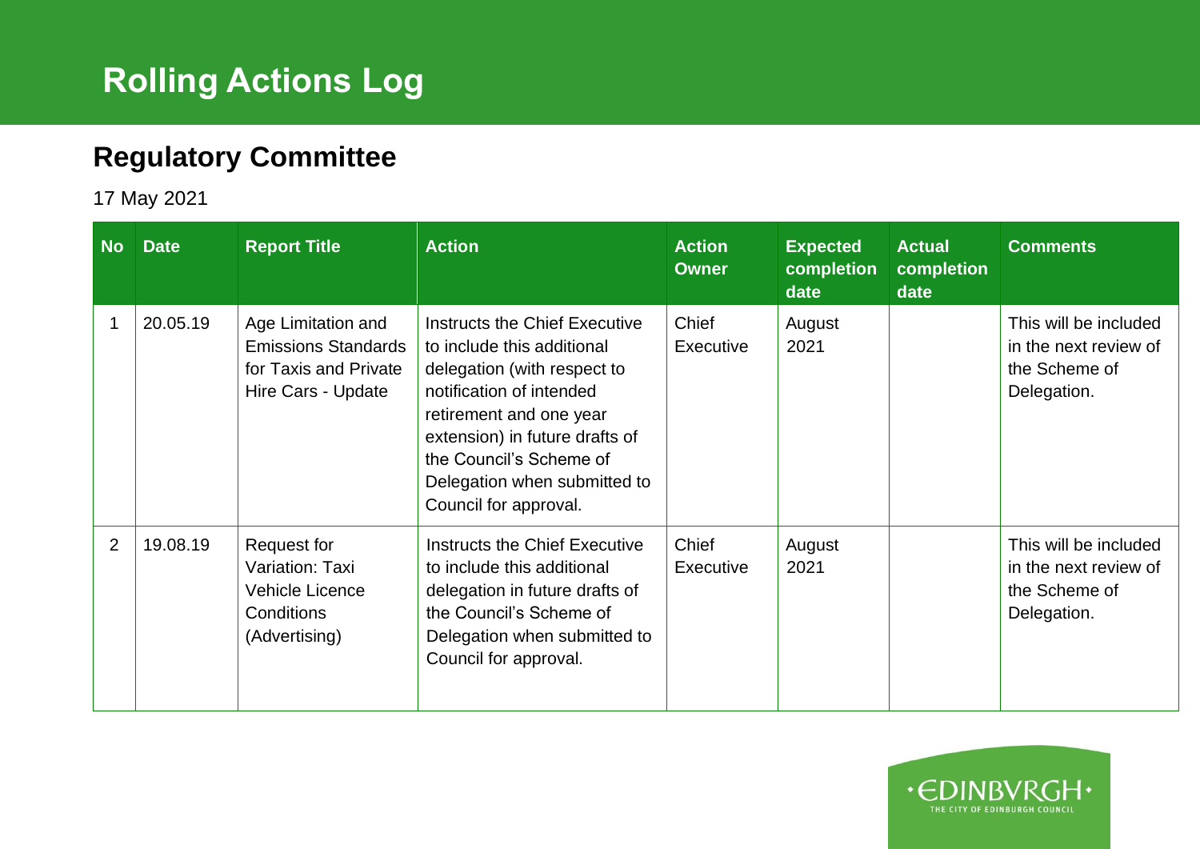# Rolling Actions Log

## Regulatory Committee

17 May 2021

| No | Date | Report Title | Action | Action Owner | Expected completion date | Actual completion date | Comments |
|---|---|---|---|---|---|---|---|
| 1 | 20.05.19 | Age Limitation and Emissions Standards for Taxis and Private Hire Cars - Update | Instructs the Chief Executive to include this additional delegation (with respect to notification of intended retirement and one year extension) in future drafts of the Council's Scheme of Delegation when submitted to Council for approval. | Chief Executive | August 2021 | | This will be included in the next review of the Scheme of Delegation. |
| 2 | 19.08.19 | Request for Variation: Taxi Vehicle Licence Conditions (Advertising) | Instructs the Chief Executive to include this additional delegation in future drafts of the Council's Scheme of Delegation when submitted to Council for approval. | Chief Executive | August 2021 | | This will be included in the next review of the Scheme of Delegation. |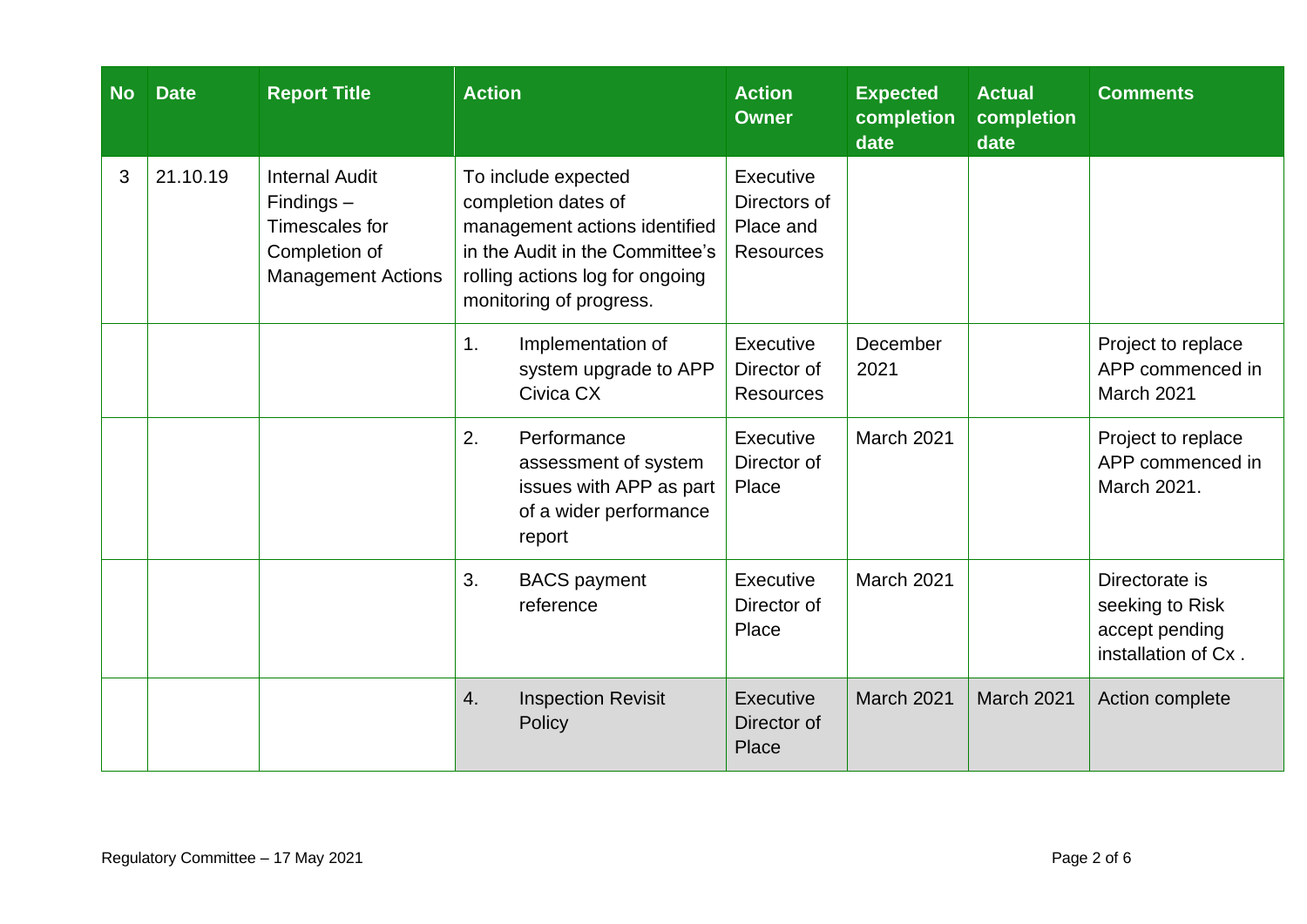| No | Date | Report Title | Action | Action Owner | Expected completion date | Actual completion date | Comments |
|---|---|---|---|---|---|---|---|
| 3 | 21.10.19 | Internal Audit Findings – Timescales for Completion of Management Actions | To include expected completion dates of management actions identified in the Audit in the Committee's rolling actions log for ongoing monitoring of progress. | Executive Directors of Place and Resources | | | |
| | | | 1. Implementation of system upgrade to APP Civica CX | Executive Director of Resources | December 2021 | | Project to replace APP commenced in March 2021 |
| | | | 2. Performance assessment of system issues with APP as part of a wider performance report | Executive Director of Place | March 2021 | | Project to replace APP commenced in March 2021. |
| | | | 3. BACS payment reference | Executive Director of Place | March 2021 | | Directorate is seeking to Risk accept pending installation of Cx . |
| | | | 4. Inspection Revisit Policy | Executive Director of Place | March 2021 | March 2021 | Action complete |

Regulatory Committee – 17 May 2021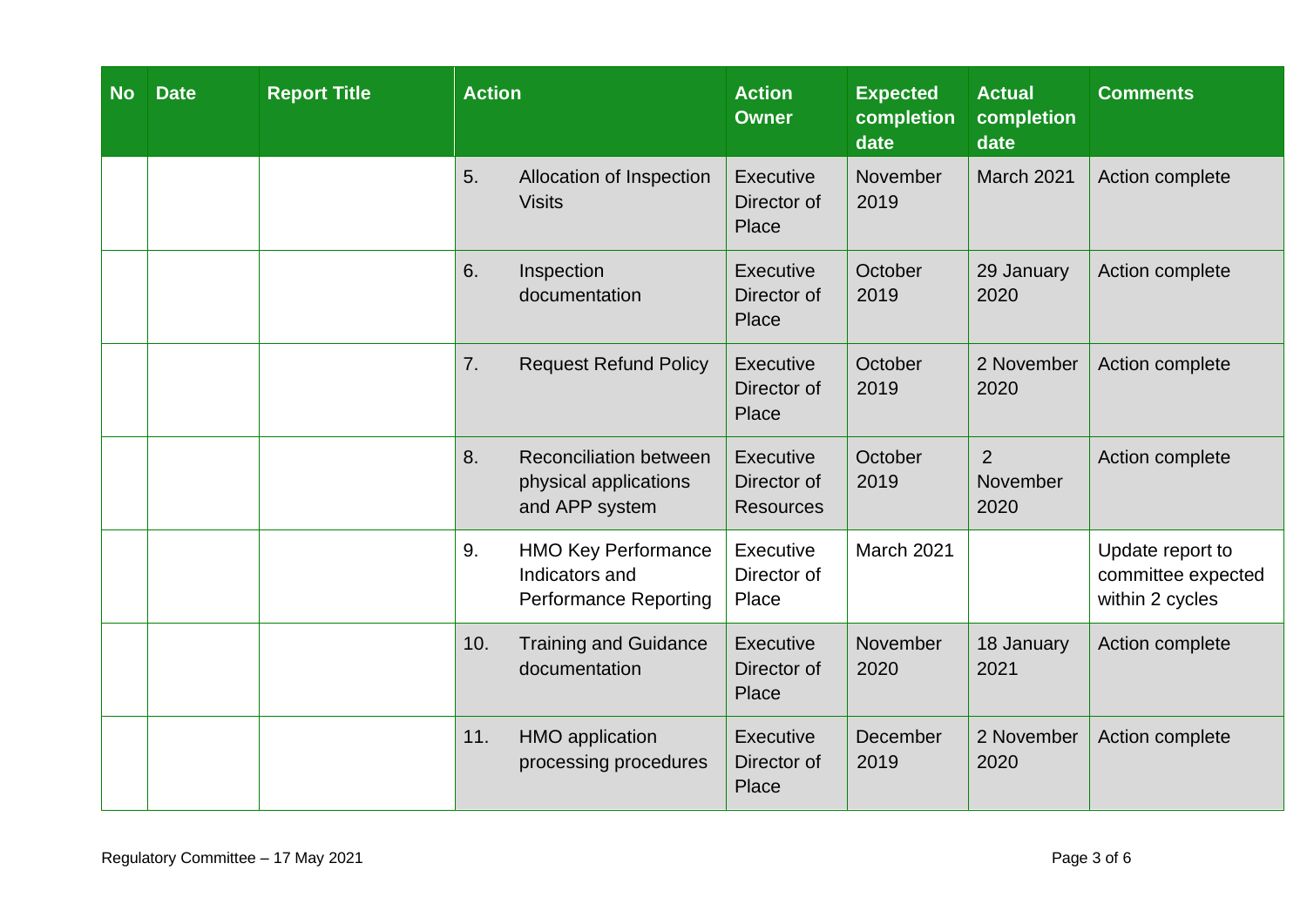| No | Date | Report Title | Action | Action Owner | Expected completion date | Actual completion date | Comments |
|---|---|---|---|---|---|---|---|
| | | | 5. Allocation of Inspection Visits | Executive Director of Place | November 2019 | March 2021 | Action complete |
| | | | 6. Inspection documentation | Executive Director of Place | October 2019 | 29 January 2020 | Action complete |
| | | | 7. Request Refund Policy | Executive Director of Place | October 2019 | 2 November 2020 | Action complete |
| | | | 8. Reconciliation between physical applications and APP system | Executive Director of Resources | October 2019 | 2 November 2020 | Action complete |
| | | | 9. HMO Key Performance Indicators and Performance Reporting | Executive Director of Place | March 2021 | | Update report to committee expected within 2 cycles |
| | | | 10. Training and Guidance documentation | Executive Director of Place | November 2020 | 18 January 2021 | Action complete |
| | | | 11. HMO application processing procedures | Executive Director of Place | December 2019 | 2 November 2020 | Action complete |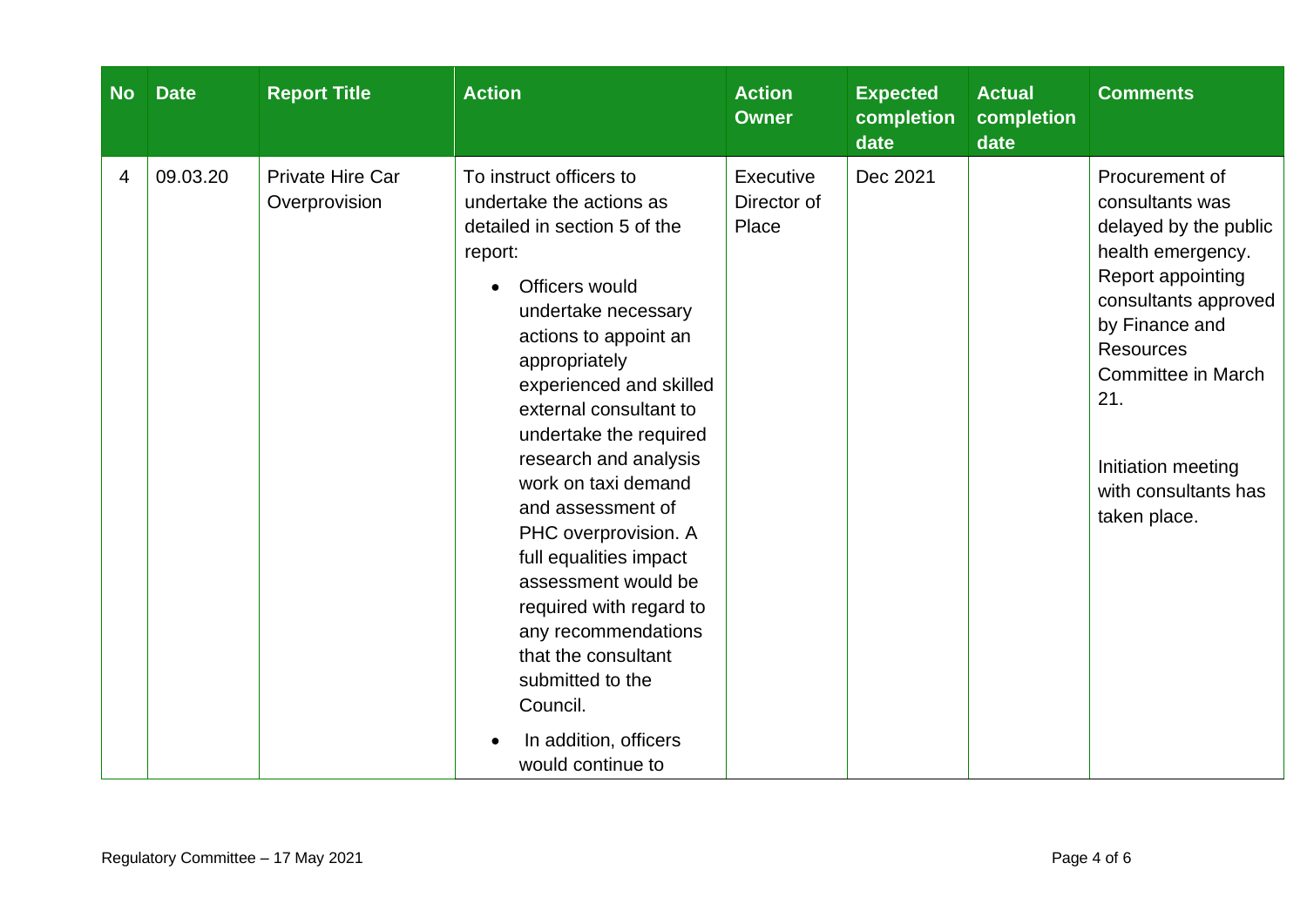| No | Date | Report Title | Action | Action Owner | Expected completion date | Actual completion date | Comments |
|---|---|---|---|---|---|---|---|
| 4 | 09.03.20 | Private Hire Car Overprovision | To instruct officers to undertake the actions as detailed in section 5 of the report:<br><br>• Officers would undertake necessary actions to appoint an appropriately experienced and skilled external consultant to undertake the required research and analysis work on taxi demand and assessment of PHC overprovision. A full equalities impact assessment would be required with regard to any recommendations that the consultant submitted to the Council.<br><br>• In addition, officers would continue to | Executive Director of Place | Dec 2021 | | Procurement of consultants was delayed by the public health emergency. Report appointing consultants approved by Finance and Resources Committee in March 21.<br><br>Initiation meeting with consultants has taken place. |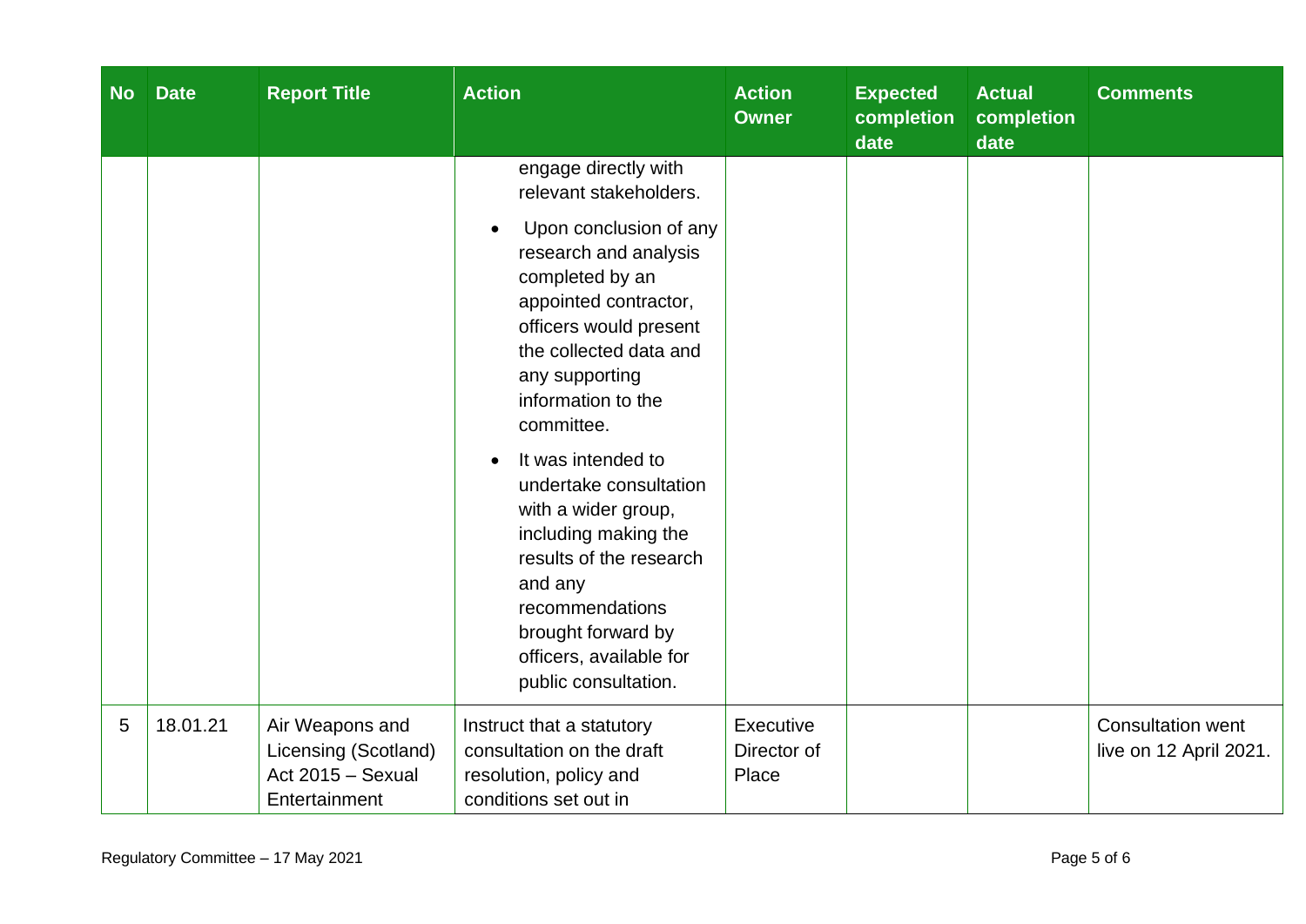| No | Date | Report Title | Action | Action Owner | Expected completion date | Actual completion date | Comments |
|---|---|---|---|---|---|---|---|
| | | | engage directly with relevant stakeholders.<br>• Upon conclusion of any research and analysis completed by an appointed contractor, officers would present the collected data and any supporting information to the committee.<br>• It was intended to undertake consultation with a wider group, including making the results of the research and any recommendations brought forward by officers, available for public consultation. | | | | |
| 5 | 18.01.21 | Air Weapons and Licensing (Scotland) Act 2015 – Sexual Entertainment | Instruct that a statutory consultation on the draft resolution, policy and conditions set out in | Executive Director of Place | | | Consultation went live on 12 April 2021. |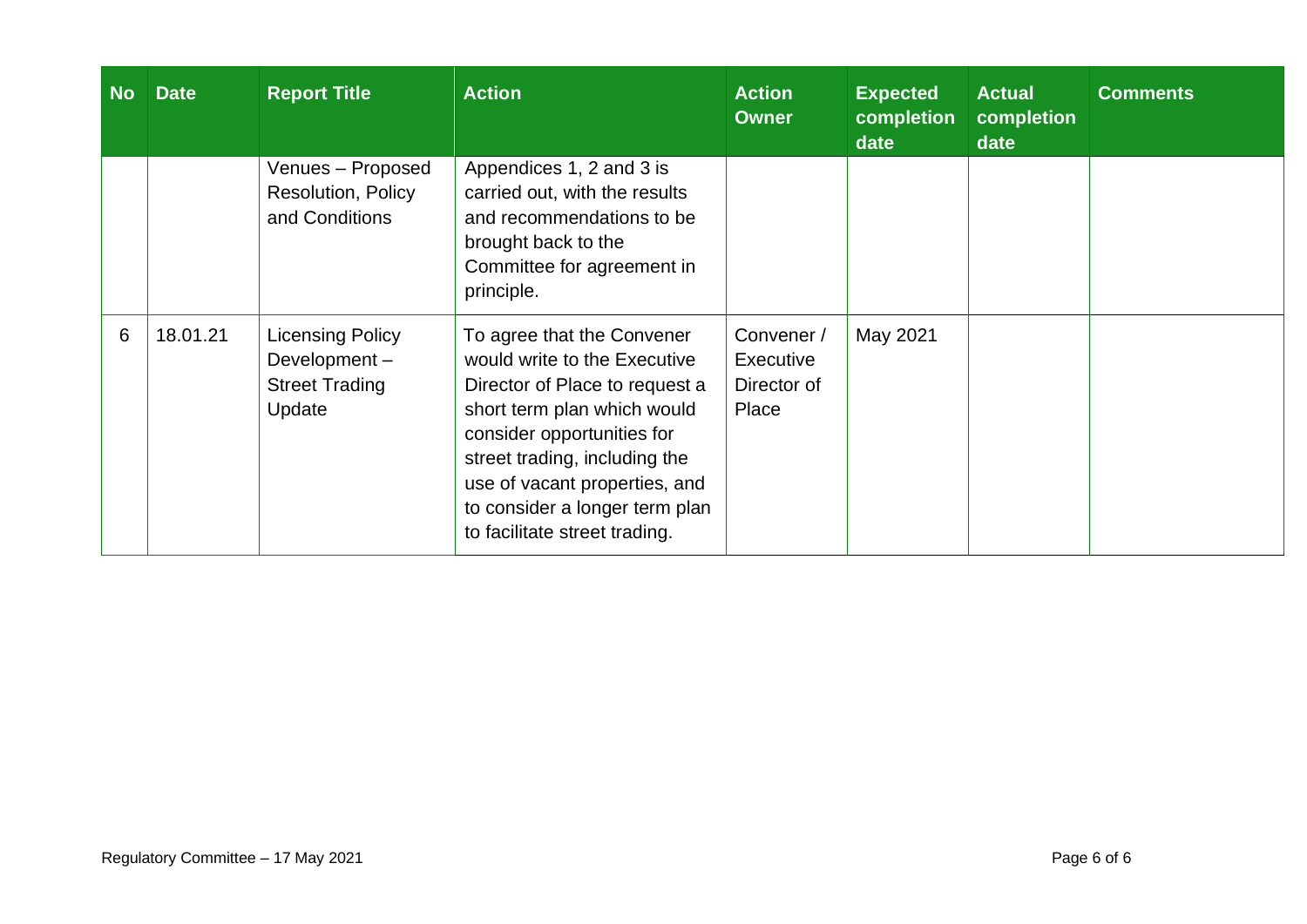| No | Date | Report Title | Action | Action Owner | Expected completion date | Actual completion date | Comments |
|---|---|---|---|---|---|---|---|
| | | Venues – Proposed Resolution, Policy and Conditions | Appendices 1, 2 and 3 is carried out, with the results and recommendations to be brought back to the Committee for agreement in principle. | | | | |
| 6 | 18.01.21 | Licensing Policy Development – Street Trading Update | To agree that the Convener would write to the Executive Director of Place to request a short term plan which would consider opportunities for street trading, including the use of vacant properties, and to consider a longer term plan to facilitate street trading. | Convener / Executive Director of Place | May 2021 | | |